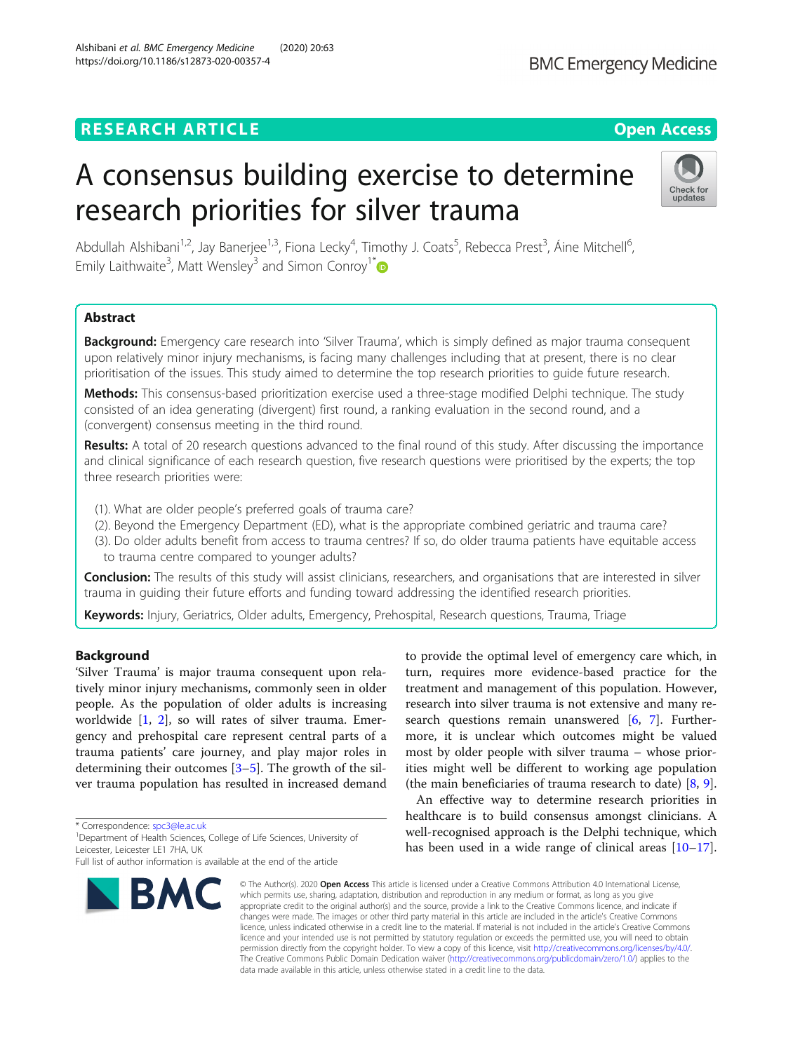RESEARCH ARTICLE

Open Access

# A consensus building exercise to determine research priorities for silver trauma

Abdullah Alshibani[1,2], Jay Banerjee[1,3], Fiona Lecky[4], Timothy J. Coats[5], Rebecca Prest[3], Áine Mitchell[6], Emily Laithwaite[3], Matt Wensley[3] and Simon Conroy[1*]

## Abstract

**Background:** Emergency care research into 'Silver Trauma', which is simply defined as major trauma consequent upon relatively minor injury mechanisms, is facing many challenges including that at present, there is no clear prioritisation of the issues. This study aimed to determine the top research priorities to guide future research.

**Methods:** This consensus-based prioritization exercise used a three-stage modified Delphi technique. The study consisted of an idea generating (divergent) first round, a ranking evaluation in the second round, and a (convergent) consensus meeting in the third round.

**Results:** A total of 20 research questions advanced to the final round of this study. After discussing the importance and clinical significance of each research question, five research questions were prioritised by the experts; the top three research priorities were:

(1). What are older people's preferred goals of trauma care?
(2). Beyond the Emergency Department (ED), what is the appropriate combined geriatric and trauma care?
(3). Do older adults benefit from access to trauma centres? If so, do older trauma patients have equitable access to trauma centre compared to younger adults?

**Conclusion:** The results of this study will assist clinicians, researchers, and organisations that are interested in silver trauma in guiding their future efforts and funding toward addressing the identified research priorities.

**Keywords:** Injury, Geriatrics, Older adults, Emergency, Prehospital, Research questions, Trauma, Triage

## Background

'Silver Trauma' is major trauma consequent upon relatively minor injury mechanisms, commonly seen in older people. As the population of older adults is increasing worldwide [1, 2], so will rates of silver trauma. Emergency and prehospital care represent central parts of a trauma patients' care journey, and play major roles in determining their outcomes [3–5]. The growth of the silver trauma population has resulted in increased demand to provide the optimal level of emergency care which, in turn, requires more evidence-based practice for the treatment and management of this population. However, research into silver trauma is not extensive and many research questions remain unanswered [6, 7]. Furthermore, it is unclear which outcomes might be valued most by older people with silver trauma – whose priorities might well be different to working age population (the main beneficiaries of trauma research to date) [8, 9].

An effective way to determine research priorities in healthcare is to build consensus amongst clinicians. A well-recognised approach is the Delphi technique, which has been used in a wide range of clinical areas [10–17].

\* Correspondence: spc3@le.ac.uk
[1]Department of Health Sciences, College of Life Sciences, University of Leicester, Leicester LE1 7HA, UK
Full list of author information is available at the end of the article

© The Author(s). 2020 **Open Access** This article is licensed under a Creative Commons Attribution 4.0 International License, which permits use, sharing, adaptation, distribution and reproduction in any medium or format, as long as you give appropriate credit to the original author(s) and the source, provide a link to the Creative Commons licence, and indicate if changes were made. The images or other third party material in this article are included in the article's Creative Commons licence, unless indicated otherwise in a credit line to the material. If material is not included in the article's Creative Commons licence and your intended use is not permitted by statutory regulation or exceeds the permitted use, you will need to obtain permission directly from the copyright holder. To view a copy of this licence, visit http://creativecommons.org/licenses/by/4.0/. The Creative Commons Public Domain Dedication waiver (http://creativecommons.org/publicdomain/zero/1.0/) applies to the data made available in this article, unless otherwise stated in a credit line to the data.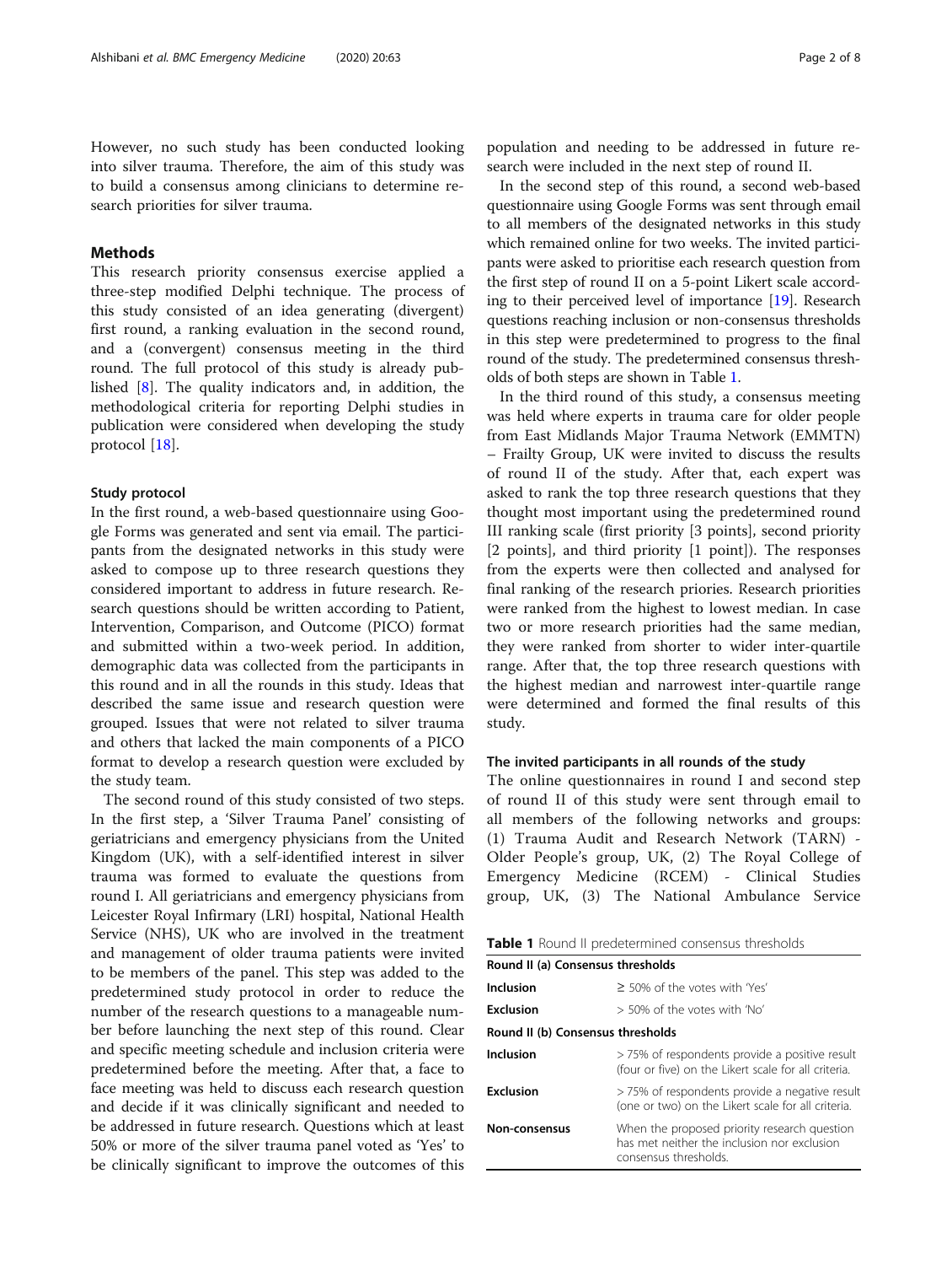However, no such study has been conducted looking into silver trauma. Therefore, the aim of this study was to build a consensus among clinicians to determine research priorities for silver trauma.

## Methods

This research priority consensus exercise applied a three-step modified Delphi technique. The process of this study consisted of an idea generating (divergent) first round, a ranking evaluation in the second round, and a (convergent) consensus meeting in the third round. The full protocol of this study is already published [8]. The quality indicators and, in addition, the methodological criteria for reporting Delphi studies in publication were considered when developing the study protocol [18].

### Study protocol

In the first round, a web-based questionnaire using Google Forms was generated and sent via email. The participants from the designated networks in this study were asked to compose up to three research questions they considered important to address in future research. Research questions should be written according to Patient, Intervention, Comparison, and Outcome (PICO) format and submitted within a two-week period. In addition, demographic data was collected from the participants in this round and in all the rounds in this study. Ideas that described the same issue and research question were grouped. Issues that were not related to silver trauma and others that lacked the main components of a PICO format to develop a research question were excluded by the study team.

The second round of this study consisted of two steps. In the first step, a 'Silver Trauma Panel' consisting of geriatricians and emergency physicians from the United Kingdom (UK), with a self-identified interest in silver trauma was formed to evaluate the questions from round I. All geriatricians and emergency physicians from Leicester Royal Infirmary (LRI) hospital, National Health Service (NHS), UK who are involved in the treatment and management of older trauma patients were invited to be members of the panel. This step was added to the predetermined study protocol in order to reduce the number of the research questions to a manageable number before launching the next step of this round. Clear and specific meeting schedule and inclusion criteria were predetermined before the meeting. After that, a face to face meeting was held to discuss each research question and decide if it was clinically significant and needed to be addressed in future research. Questions which at least 50% or more of the silver trauma panel voted as 'Yes' to be clinically significant to improve the outcomes of this population and needing to be addressed in future research were included in the next step of round II.

In the second step of this round, a second web-based questionnaire using Google Forms was sent through email to all members of the designated networks in this study which remained online for two weeks. The invited participants were asked to prioritise each research question from the first step of round II on a 5-point Likert scale according to their perceived level of importance [19]. Research questions reaching inclusion or non-consensus thresholds in this step were predetermined to progress to the final round of the study. The predetermined consensus thresholds of both steps are shown in Table 1.

In the third round of this study, a consensus meeting was held where experts in trauma care for older people from East Midlands Major Trauma Network (EMMTN) – Frailty Group, UK were invited to discuss the results of round II of the study. After that, each expert was asked to rank the top three research questions that they thought most important using the predetermined round III ranking scale (first priority [3 points], second priority [2 points], and third priority [1 point]). The responses from the experts were then collected and analysed for final ranking of the research priories. Research priorities were ranked from the highest to lowest median. In case two or more research priorities had the same median, they were ranked from shorter to wider inter-quartile range. After that, the top three research questions with the highest median and narrowest inter-quartile range were determined and formed the final results of this study.

### The invited participants in all rounds of the study

The online questionnaires in round I and second step of round II of this study were sent through email to all members of the following networks and groups: (1) Trauma Audit and Research Network (TARN) - Older People's group, UK, (2) The Royal College of Emergency Medicine (RCEM) - Clinical Studies group, UK, (3) The National Ambulance Service

**Table 1** Round II predetermined consensus thresholds

| Round II (a) Consensus thresholds | |
|---|---|
| **Inclusion** | ≥ 50% of the votes with 'Yes' |
| **Exclusion** | > 50% of the votes with 'No' |
| **Round II (b) Consensus thresholds** | |
| **Inclusion** | > 75% of respondents provide a positive result (four or five) on the Likert scale for all criteria. |
| **Exclusion** | > 75% of respondents provide a negative result (one or two) on the Likert scale for all criteria. |
| **Non-consensus** | When the proposed priority research question has met neither the inclusion nor exclusion consensus thresholds. |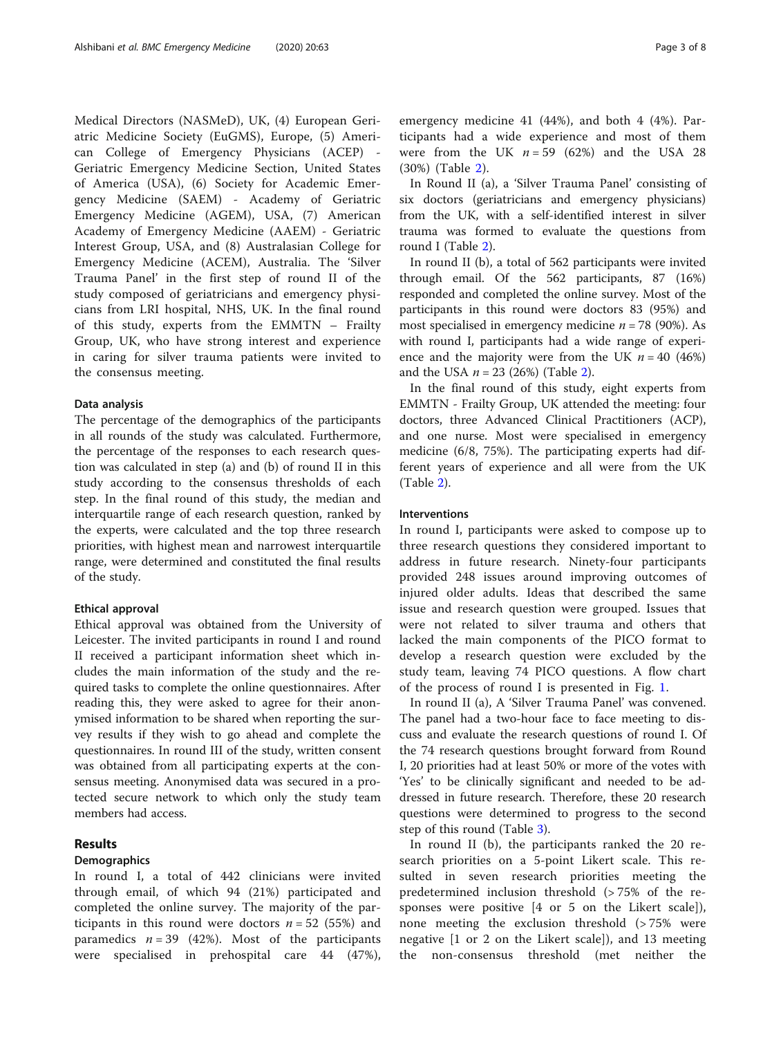Medical Directors (NASMeD), UK, (4) European Geriatric Medicine Society (EuGMS), Europe, (5) American College of Emergency Physicians (ACEP) - Geriatric Emergency Medicine Section, United States of America (USA), (6) Society for Academic Emergency Medicine (SAEM) - Academy of Geriatric Emergency Medicine (AGEM), USA, (7) American Academy of Emergency Medicine (AAEM) - Geriatric Interest Group, USA, and (8) Australasian College for Emergency Medicine (ACEM), Australia. The 'Silver Trauma Panel' in the first step of round II of the study composed of geriatricians and emergency physicians from LRI hospital, NHS, UK. In the final round of this study, experts from the EMMTN – Frailty Group, UK, who have strong interest and experience in caring for silver trauma patients were invited to the consensus meeting.

#### Data analysis

The percentage of the demographics of the participants in all rounds of the study was calculated. Furthermore, the percentage of the responses to each research question was calculated in step (a) and (b) of round II in this study according to the consensus thresholds of each step. In the final round of this study, the median and interquartile range of each research question, ranked by the experts, were calculated and the top three research priorities, with highest mean and narrowest interquartile range, were determined and constituted the final results of the study.

#### Ethical approval

Ethical approval was obtained from the University of Leicester. The invited participants in round I and round II received a participant information sheet which includes the main information of the study and the required tasks to complete the online questionnaires. After reading this, they were asked to agree for their anonymised information to be shared when reporting the survey results if they wish to go ahead and complete the questionnaires. In round III of the study, written consent was obtained from all participating experts at the consensus meeting. Anonymised data was secured in a protected secure network to which only the study team members had access.

## Results

#### Demographics

In round I, a total of 442 clinicians were invited through email, of which 94 (21%) participated and completed the online survey. The majority of the participants in this round were doctors $n = 52$ (55%) and paramedics $n = 39$ (42%). Most of the participants were specialised in prehospital care 44 (47%), emergency medicine 41 (44%), and both 4 (4%). Participants had a wide experience and most of them were from the UK $n = 59$ (62%) and the USA 28 (30%) (Table 2).

In Round II (a), a 'Silver Trauma Panel' consisting of six doctors (geriatricians and emergency physicians) from the UK, with a self-identified interest in silver trauma was formed to evaluate the questions from round I (Table 2).

In round II (b), a total of 562 participants were invited through email. Of the 562 participants, 87 (16%) responded and completed the online survey. Most of the participants in this round were doctors 83 (95%) and most specialised in emergency medicine $n = 78$ (90%). As with round I, participants had a wide range of experience and the majority were from the UK $n = 40$ (46%) and the USA $n = 23$ (26%) (Table 2).

In the final round of this study, eight experts from EMMTN - Frailty Group, UK attended the meeting: four doctors, three Advanced Clinical Practitioners (ACP), and one nurse. Most were specialised in emergency medicine (6/8, 75%). The participating experts had different years of experience and all were from the UK (Table 2).

#### Interventions

In round I, participants were asked to compose up to three research questions they considered important to address in future research. Ninety-four participants provided 248 issues around improving outcomes of injured older adults. Ideas that described the same issue and research question were grouped. Issues that were not related to silver trauma and others that lacked the main components of the PICO format to develop a research question were excluded by the study team, leaving 74 PICO questions. A flow chart of the process of round I is presented in Fig. 1.

In round II (a), A 'Silver Trauma Panel' was convened. The panel had a two-hour face to face meeting to discuss and evaluate the research questions of round I. Of the 74 research questions brought forward from Round I, 20 priorities had at least 50% or more of the votes with 'Yes' to be clinically significant and needed to be addressed in future research. Therefore, these 20 research questions were determined to progress to the second step of this round (Table 3).

In round II (b), the participants ranked the 20 research priorities on a 5-point Likert scale. This resulted in seven research priorities meeting the predetermined inclusion threshold (> 75% of the responses were positive [4 or 5 on the Likert scale]), none meeting the exclusion threshold (> 75% were negative [1 or 2 on the Likert scale]), and 13 meeting the non-consensus threshold (met neither the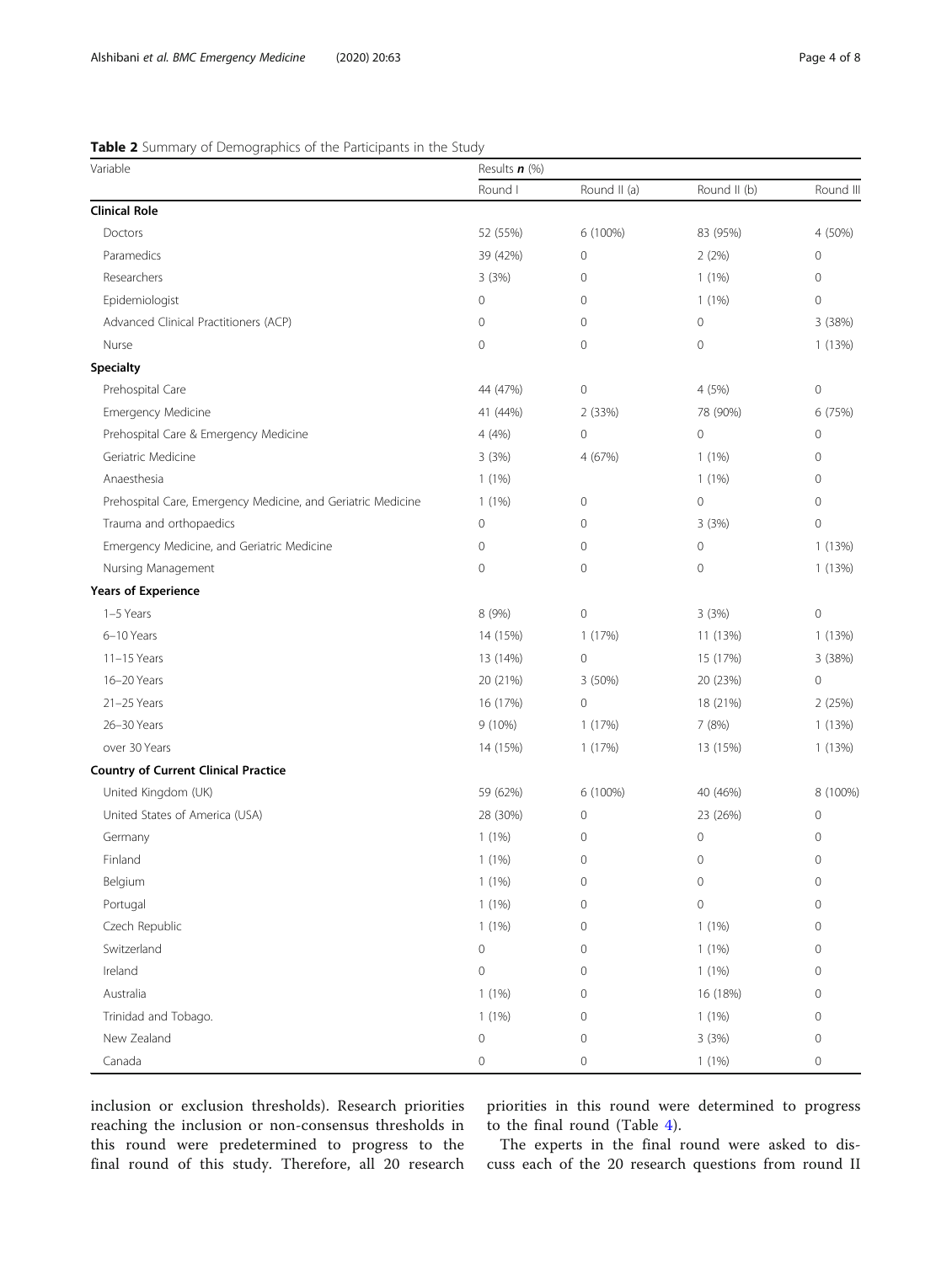**Table 2** Summary of Demographics of the Participants in the Study

| Variable | Results ***n*** (%) | | | |
|---|---|---|---|---|
| | Round I | Round II (a) | Round II (b) | Round III |
| **Clinical Role** | | | | |
| Doctors | 52 (55%) | 6 (100%) | 83 (95%) | 4 (50%) |
| Paramedics | 39 (42%) | 0 | 2 (2%) | 0 |
| Researchers | 3 (3%) | 0 | 1 (1%) | 0 |
| Epidemiologist | 0 | 0 | 1 (1%) | 0 |
| Advanced Clinical Practitioners (ACP) | 0 | 0 | 0 | 3 (38%) |
| Nurse | 0 | 0 | 0 | 1 (13%) |
| **Specialty** | | | | |
| Prehospital Care | 44 (47%) | 0 | 4 (5%) | 0 |
| Emergency Medicine | 41 (44%) | 2 (33%) | 78 (90%) | 6 (75%) |
| Prehospital Care & Emergency Medicine | 4 (4%) | 0 | 0 | 0 |
| Geriatric Medicine | 3 (3%) | 4 (67%) | 1 (1%) | 0 |
| Anaesthesia | 1 (1%) | | 1 (1%) | 0 |
| Prehospital Care, Emergency Medicine, and Geriatric Medicine | 1 (1%) | 0 | 0 | 0 |
| Trauma and orthopaedics | 0 | 0 | 3 (3%) | 0 |
| Emergency Medicine, and Geriatric Medicine | 0 | 0 | 0 | 1 (13%) |
| Nursing Management | 0 | 0 | 0 | 1 (13%) |
| **Years of Experience** | | | | |
| 1–5 Years | 8 (9%) | 0 | 3 (3%) | 0 |
| 6–10 Years | 14 (15%) | 1 (17%) | 11 (13%) | 1 (13%) |
| 11–15 Years | 13 (14%) | 0 | 15 (17%) | 3 (38%) |
| 16–20 Years | 20 (21%) | 3 (50%) | 20 (23%) | 0 |
| 21–25 Years | 16 (17%) | 0 | 18 (21%) | 2 (25%) |
| 26–30 Years | 9 (10%) | 1 (17%) | 7 (8%) | 1 (13%) |
| over 30 Years | 14 (15%) | 1 (17%) | 13 (15%) | 1 (13%) |
| **Country of Current Clinical Practice** | | | | |
| United Kingdom (UK) | 59 (62%) | 6 (100%) | 40 (46%) | 8 (100%) |
| United States of America (USA) | 28 (30%) | 0 | 23 (26%) | 0 |
| Germany | 1 (1%) | 0 | 0 | 0 |
| Finland | 1 (1%) | 0 | 0 | 0 |
| Belgium | 1 (1%) | 0 | 0 | 0 |
| Portugal | 1 (1%) | 0 | 0 | 0 |
| Czech Republic | 1 (1%) | 0 | 1 (1%) | 0 |
| Switzerland | 0 | 0 | 1 (1%) | 0 |
| Ireland | 0 | 0 | 1 (1%) | 0 |
| Australia | 1 (1%) | 0 | 16 (18%) | 0 |
| Trinidad and Tobago. | 1 (1%) | 0 | 1 (1%) | 0 |
| New Zealand | 0 | 0 | 3 (3%) | 0 |
| Canada | 0 | 0 | 1 (1%) | 0 |

inclusion or exclusion thresholds). Research priorities reaching the inclusion or non-consensus thresholds in this round were predetermined to progress to the final round of this study. Therefore, all 20 research priorities in this round were determined to progress to the final round (Table 4).

The experts in the final round were asked to discuss each of the 20 research questions from round II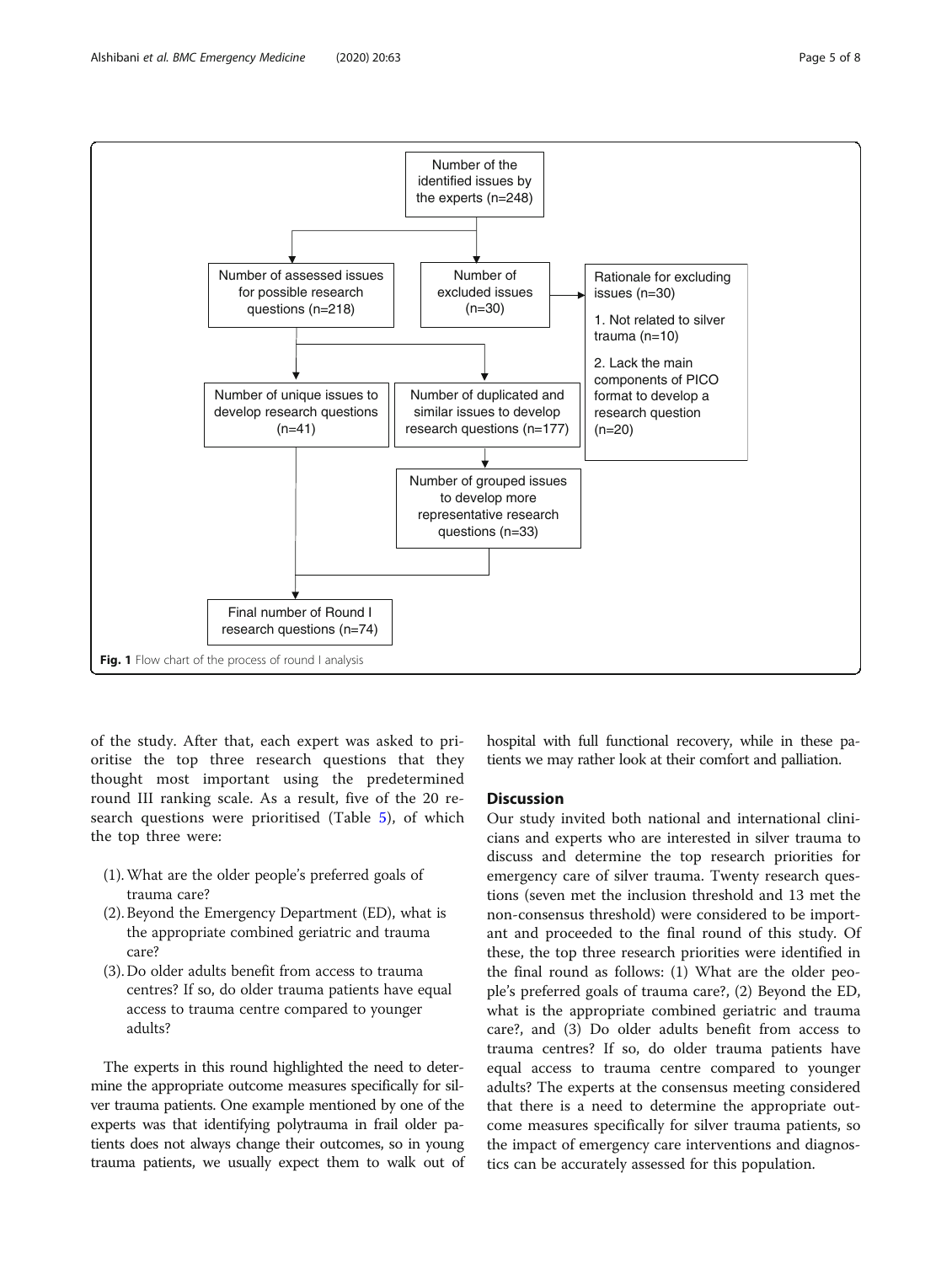Number of the identified issues by the experts (n=248)

Number of assessed issues for possible research questions (n=218)

Number of excluded issues (n=30)

Rationale for excluding issues (n=30)

1. Not related to silver trauma (n=10)

2. Lack the main components of PICO format to develop a research question (n=20)

Number of unique issues to develop research questions (n=41)

Number of duplicated and similar issues to develop research questions (n=177)

Number of grouped issues to develop more representative research questions (n=33)

Final number of Round I research questions (n=74)

**Fig. 1** Flow chart of the process of round I analysis

of the study. After that, each expert was asked to prioritise the top three research questions that they thought most important using the predetermined round III ranking scale. As a result, five of the 20 research questions were prioritised (Table 5), of which the top three were:

(1). What are the older people's preferred goals of trauma care?
(2). Beyond the Emergency Department (ED), what is the appropriate combined geriatric and trauma care?
(3). Do older adults benefit from access to trauma centres? If so, do older trauma patients have equal access to trauma centre compared to younger adults?

The experts in this round highlighted the need to determine the appropriate outcome measures specifically for silver trauma patients. One example mentioned by one of the experts was that identifying polytrauma in frail older patients does not always change their outcomes, so in young trauma patients, we usually expect them to walk out of hospital with full functional recovery, while in these patients we may rather look at their comfort and palliation.

## Discussion

Our study invited both national and international clinicians and experts who are interested in silver trauma to discuss and determine the top research priorities for emergency care of silver trauma. Twenty research questions (seven met the inclusion threshold and 13 met the non-consensus threshold) were considered to be important and proceeded to the final round of this study. Of these, the top three research priorities were identified in the final round as follows: (1) What are the older people's preferred goals of trauma care?, (2) Beyond the ED, what is the appropriate combined geriatric and trauma care?, and (3) Do older adults benefit from access to trauma centres? If so, do older trauma patients have equal access to trauma centre compared to younger adults? The experts at the consensus meeting considered that there is a need to determine the appropriate outcome measures specifically for silver trauma patients, so the impact of emergency care interventions and diagnostics can be accurately assessed for this population.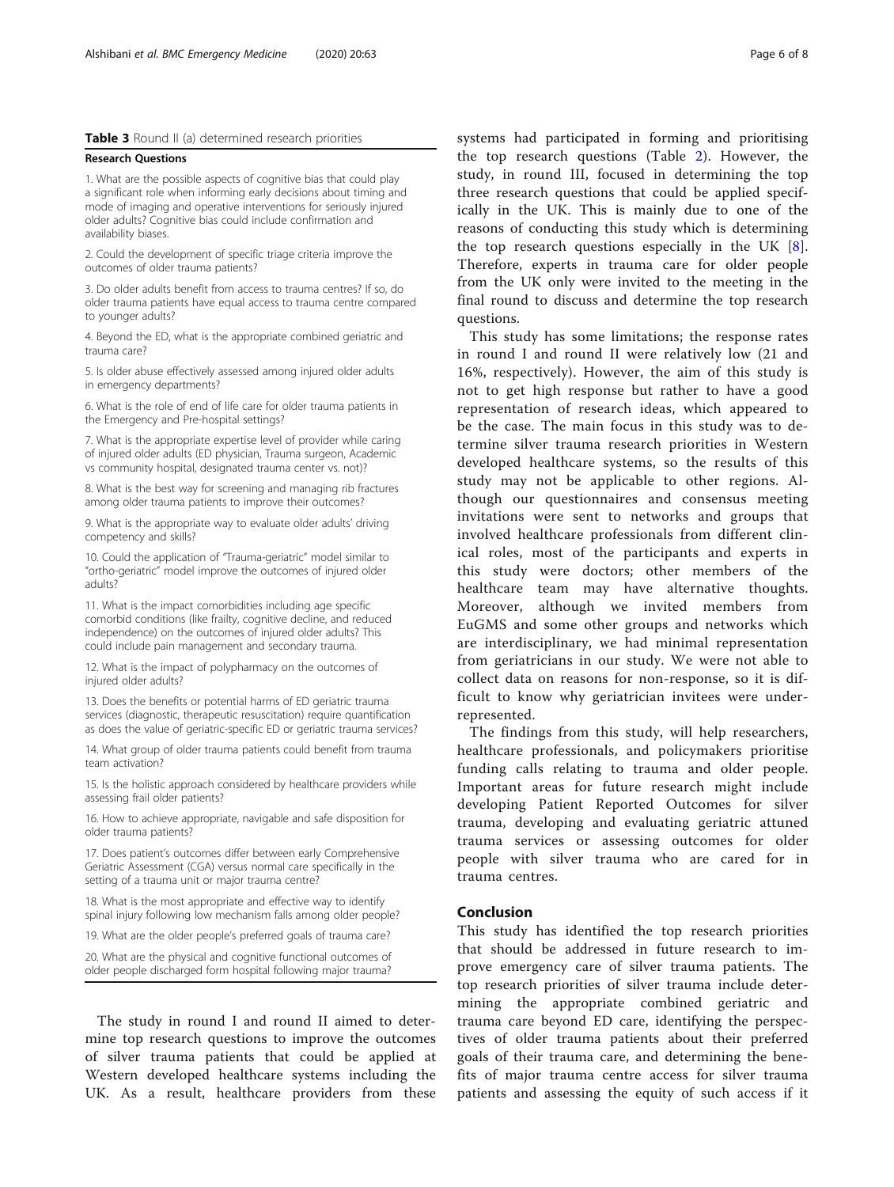**Table 3** Round II (a) determined research priorities

| Research Questions |
|---|
| 1. What are the possible aspects of cognitive bias that could play a significant role when informing early decisions about timing and mode of imaging and operative interventions for seriously injured older adults? Cognitive bias could include confirmation and availability biases. |
| 2. Could the development of specific triage criteria improve the outcomes of older trauma patients? |
| 3. Do older adults benefit from access to trauma centres? If so, do older trauma patients have equal access to trauma centre compared to younger adults? |
| 4. Beyond the ED, what is the appropriate combined geriatric and trauma care? |
| 5. Is older abuse effectively assessed among injured older adults in emergency departments? |
| 6. What is the role of end of life care for older trauma patients in the Emergency and Pre-hospital settings? |
| 7. What is the appropriate expertise level of provider while caring of injured older adults (ED physician, Trauma surgeon, Academic vs community hospital, designated trauma center vs. not)? |
| 8. What is the best way for screening and managing rib fractures among older trauma patients to improve their outcomes? |
| 9. What is the appropriate way to evaluate older adults' driving competency and skills? |
| 10. Could the application of "Trauma-geriatric" model similar to "ortho-geriatric" model improve the outcomes of injured older adults? |
| 11. What is the impact comorbidities including age specific comorbid conditions (like frailty, cognitive decline, and reduced independence) on the outcomes of injured older adults? This could include pain management and secondary trauma. |
| 12. What is the impact of polypharmacy on the outcomes of injured older adults? |
| 13. Does the benefits or potential harms of ED geriatric trauma services (diagnostic, therapeutic resuscitation) require quantification as does the value of geriatric-specific ED or geriatric trauma services? |
| 14. What group of older trauma patients could benefit from trauma team activation? |
| 15. Is the holistic approach considered by healthcare providers while assessing frail older patients? |
| 16. How to achieve appropriate, navigable and safe disposition for older trauma patients? |
| 17. Does patient's outcomes differ between early Comprehensive Geriatric Assessment (CGA) versus normal care specifically in the setting of a trauma unit or major trauma centre? |
| 18. What is the most appropriate and effective way to identify spinal injury following low mechanism falls among older people? |
| 19. What are the older people's preferred goals of trauma care? |
| 20. What are the physical and cognitive functional outcomes of older people discharged form hospital following major trauma? |

The study in round I and round II aimed to determine top research questions to improve the outcomes of silver trauma patients that could be applied at Western developed healthcare systems including the UK. As a result, healthcare providers from these systems had participated in forming and prioritising the top research questions (Table 2). However, the study, in round III, focused in determining the top three research questions that could be applied specifically in the UK. This is mainly due to one of the reasons of conducting this study which is determining the top research questions especially in the UK [8]. Therefore, experts in trauma care for older people from the UK only were invited to the meeting in the final round to discuss and determine the top research questions.

This study has some limitations; the response rates in round I and round II were relatively low (21 and 16%, respectively). However, the aim of this study is not to get high response but rather to have a good representation of research ideas, which appeared to be the case. The main focus in this study was to determine silver trauma research priorities in Western developed healthcare systems, so the results of this study may not be applicable to other regions. Although our questionnaires and consensus meeting invitations were sent to networks and groups that involved healthcare professionals from different clinical roles, most of the participants and experts in this study were doctors; other members of the healthcare team may have alternative thoughts. Moreover, although we invited members from EuGMS and some other groups and networks which are interdisciplinary, we had minimal representation from geriatricians in our study. We were not able to collect data on reasons for non-response, so it is difficult to know why geriatrician invitees were under-represented.

The findings from this study, will help researchers, healthcare professionals, and policymakers prioritise funding calls relating to trauma and older people. Important areas for future research might include developing Patient Reported Outcomes for silver trauma, developing and evaluating geriatric attuned trauma services or assessing outcomes for older people with silver trauma who are cared for in trauma centres.

## Conclusion

This study has identified the top research priorities that should be addressed in future research to improve emergency care of silver trauma patients. The top research priorities of silver trauma include determining the appropriate combined geriatric and trauma care beyond ED care, identifying the perspectives of older trauma patients about their preferred goals of their trauma care, and determining the benefits of major trauma centre access for silver trauma patients and assessing the equity of such access if it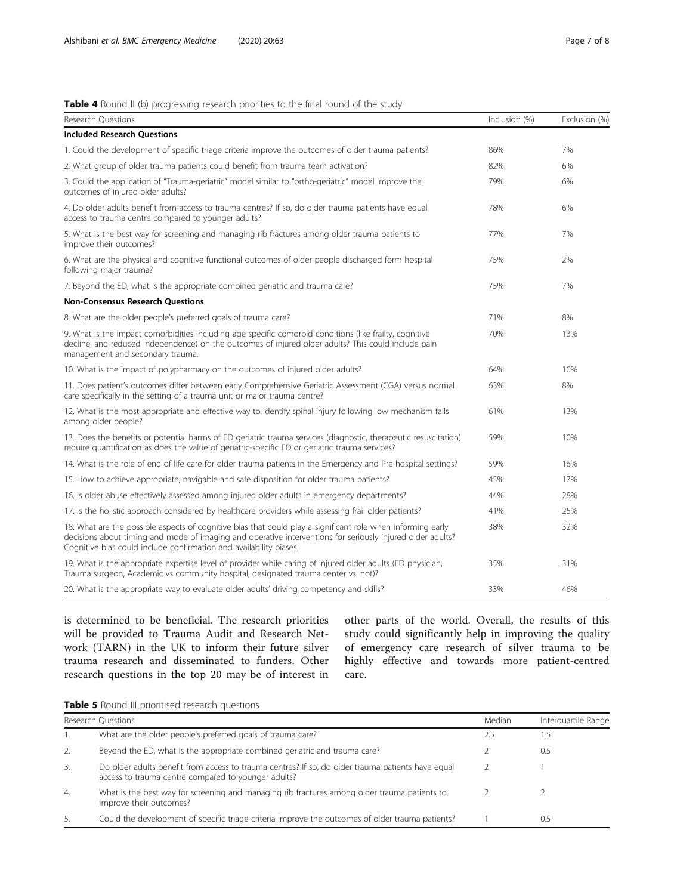**Table 4** Round II (b) progressing research priorities to the final round of the study

| Research Questions | Inclusion (%) | Exclusion (%) |
|---|---|---|
| **Included Research Questions** | | |
| 1. Could the development of specific triage criteria improve the outcomes of older trauma patients? | 86% | 7% |
| 2. What group of older trauma patients could benefit from trauma team activation? | 82% | 6% |
| 3. Could the application of "Trauma-geriatric" model similar to "ortho-geriatric" model improve the outcomes of injured older adults? | 79% | 6% |
| 4. Do older adults benefit from access to trauma centres? If so, do older trauma patients have equal access to trauma centre compared to younger adults? | 78% | 6% |
| 5. What is the best way for screening and managing rib fractures among older trauma patients to improve their outcomes? | 77% | 7% |
| 6. What are the physical and cognitive functional outcomes of older people discharged form hospital following major trauma? | 75% | 2% |
| 7. Beyond the ED, what is the appropriate combined geriatric and trauma care? | 75% | 7% |
| **Non-Consensus Research Questions** | | |
| 8. What are the older people's preferred goals of trauma care? | 71% | 8% |
| 9. What is the impact comorbidities including age specific comorbid conditions (like frailty, cognitive decline, and reduced independence) on the outcomes of injured older adults? This could include pain management and secondary trauma. | 70% | 13% |
| 10. What is the impact of polypharmacy on the outcomes of injured older adults? | 64% | 10% |
| 11. Does patient's outcomes differ between early Comprehensive Geriatric Assessment (CGA) versus normal care specifically in the setting of a trauma unit or major trauma centre? | 63% | 8% |
| 12. What is the most appropriate and effective way to identify spinal injury following low mechanism falls among older people? | 61% | 13% |
| 13. Does the benefits or potential harms of ED geriatric trauma services (diagnostic, therapeutic resuscitation) require quantification as does the value of geriatric-specific ED or geriatric trauma services? | 59% | 10% |
| 14. What is the role of end of life care for older trauma patients in the Emergency and Pre-hospital settings? | 59% | 16% |
| 15. How to achieve appropriate, navigable and safe disposition for older trauma patients? | 45% | 17% |
| 16. Is older abuse effectively assessed among injured older adults in emergency departments? | 44% | 28% |
| 17. Is the holistic approach considered by healthcare providers while assessing frail older patients? | 41% | 25% |
| 18. What are the possible aspects of cognitive bias that could play a significant role when informing early decisions about timing and mode of imaging and operative interventions for seriously injured older adults? Cognitive bias could include confirmation and availability biases. | 38% | 32% |
| 19. What is the appropriate expertise level of provider while caring of injured older adults (ED physician, Trauma surgeon, Academic vs community hospital, designated trauma center vs. not)? | 35% | 31% |
| 20. What is the appropriate way to evaluate older adults' driving competency and skills? | 33% | 46% |

is determined to be beneficial. The research priorities will be provided to Trauma Audit and Research Network (TARN) in the UK to inform their future silver trauma research and disseminated to funders. Other research questions in the top 20 may be of interest in other parts of the world. Overall, the results of this study could significantly help in improving the quality of emergency care research of silver trauma to be highly effective and towards more patient-centred care.

**Table 5** Round III prioritised research questions

| | Research Questions | Median | Interquartile Range |
|---|---|---|---|
| 1. | What are the older people's preferred goals of trauma care? | 2.5 | 1.5 |
| 2. | Beyond the ED, what is the appropriate combined geriatric and trauma care? | 2 | 0.5 |
| 3. | Do older adults benefit from access to trauma centres? If so, do older trauma patients have equal access to trauma centre compared to younger adults? | 2 | 1 |
| 4. | What is the best way for screening and managing rib fractures among older trauma patients to improve their outcomes? | 2 | 2 |
| 5. | Could the development of specific triage criteria improve the outcomes of older trauma patients? | 1 | 0.5 |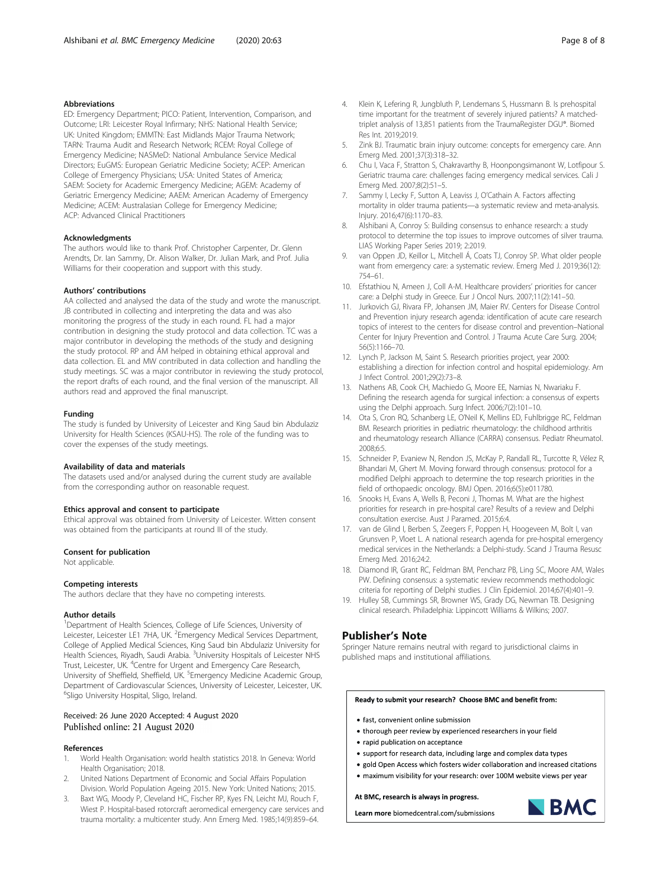### Abbreviations

ED: Emergency Department; PICO: Patient, Intervention, Comparison, and Outcome; LRI: Leicester Royal Infirmary; NHS: National Health Service; UK: United Kingdom; EMMTN: East Midlands Major Trauma Network; TARN: Trauma Audit and Research Network; RCEM: Royal College of Emergency Medicine; NASMeD: National Ambulance Service Medical Directors; EuGMS: European Geriatric Medicine Society; ACEP: American College of Emergency Physicians; USA: United States of America; SAEM: Society for Academic Emergency Medicine; AGEM: Academy of Geriatric Emergency Medicine; AAEM: American Academy of Emergency Medicine; ACEM: Australasian College for Emergency Medicine; ACP: Advanced Clinical Practitioners

### Acknowledgments

The authors would like to thank Prof. Christopher Carpenter, Dr. Glenn Arendts, Dr. Ian Sammy, Dr. Alison Walker, Dr. Julian Mark, and Prof. Julia Williams for their cooperation and support with this study.

### Authors' contributions

AA collected and analysed the data of the study and wrote the manuscript. JB contributed in collecting and interpreting the data and was also monitoring the progress of the study in each round. FL had a major contribution in designing the study protocol and data collection. TC was a major contributor in developing the methods of the study and designing the study protocol. RP and ÁM helped in obtaining ethical approval and data collection. EL and MW contributed in data collection and handling the study meetings. SC was a major contributor in reviewing the study protocol, the report drafts of each round, and the final version of the manuscript. All authors read and approved the final manuscript.

### Funding

The study is funded by University of Leicester and King Saud bin Abdulaziz University for Health Sciences (KSAU-HS). The role of the funding was to cover the expenses of the study meetings.

### Availability of data and materials

The datasets used and/or analysed during the current study are available from the corresponding author on reasonable request.

### Ethics approval and consent to participate

Ethical approval was obtained from University of Leicester. Witten consent was obtained from the participants at round III of the study.

### Consent for publication

Not applicable.

### Competing interests

The authors declare that they have no competing interests.

### Author details

[1]Department of Health Sciences, College of Life Sciences, University of Leicester, Leicester LE1 7HA, UK. [2]Emergency Medical Services Department, College of Applied Medical Sciences, King Saud bin Abdulaziz University for Health Sciences, Riyadh, Saudi Arabia. [3]University Hospitals of Leicester NHS Trust, Leicester, UK. [4]Centre for Urgent and Emergency Care Research, University of Sheffield, Sheffield, UK. [5]Emergency Medicine Academic Group, Department of Cardiovascular Sciences, University of Leicester, Leicester, UK. [6]Sligo University Hospital, Sligo, Ireland.

Received: 26 June 2020 Accepted: 4 August 2020
Published online: 21 August 2020

### References

1. World Health Organisation: world health statistics 2018. In Geneva: World Health Organisation; 2018.
2. United Nations Department of Economic and Social Affairs Population Division. World Population Ageing 2015. New York: United Nations; 2015.
3. Baxt WG, Moody P, Cleveland HC, Fischer RP, Kyes FN, Leicht MJ, Rouch F, Wiest P. Hospital-based rotorcraft aeromedical emergency care services and trauma mortality: a multicenter study. Ann Emerg Med. 1985;14(9):859–64.
4. Klein K, Lefering R, Jungbluth P, Lendemans S, Hussmann B. Is prehospital time important for the treatment of severely injured patients? A matched-triplet analysis of 13,851 patients from the TraumaRegister DGU®. Biomed Res Int. 2019;2019.
5. Zink BJ. Traumatic brain injury outcome: concepts for emergency care. Ann Emerg Med. 2001;37(3):318–32.
6. Chu I, Vaca F, Stratton S, Chakravarthy B, Hoonpongsimanont W, Lotfipour S. Geriatric trauma care: challenges facing emergency medical services. Cali J Emerg Med. 2007;8(2):51–5.
7. Sammy I, Lecky F, Sutton A, Leaviss J, O'Cathain A. Factors affecting mortality in older trauma patients—a systematic review and meta-analysis. Injury. 2016;47(6):1170–83.
8. Alshibani A, Conroy S: Building consensus to enhance research: a study protocol to determine the top issues to improve outcomes of silver trauma. LIAS Working Paper Series 2019; 2:2019.
9. van Oppen JD, Keillor L, Mitchell Á, Coats TJ, Conroy SP. What older people want from emergency care: a systematic review. Emerg Med J. 2019;36(12):754–61.
10. Efstathiou N, Ameen J, Coll A-M. Healthcare providers' priorities for cancer care: a Delphi study in Greece. Eur J Oncol Nurs. 2007;11(2):141–50.
11. Jurkovich GJ, Rivara FP, Johansen JM, Maier RV. Centers for Disease Control and Prevention injury research agenda: identification of acute care research topics of interest to the centers for disease control and prevention–National Center for Injury Prevention and Control. J Trauma Acute Care Surg. 2004;56(5):1166–70.
12. Lynch P, Jackson M, Saint S. Research priorities project, year 2000: establishing a direction for infection control and hospital epidemiology. Am J Infect Control. 2001;29(2):73–8.
13. Nathens AB, Cook CH, Machiedo G, Moore EE, Namias N, Nwariaku F. Defining the research agenda for surgical infection: a consensus of experts using the Delphi approach. Surg Infect. 2006;7(2):101–10.
14. Ota S, Cron RQ, Schanberg LE, O'Neil K, Mellins ED, Fuhlbrigge RC, Feldman BM. Research priorities in pediatric rheumatology: the childhood arthritis and rheumatology research Alliance (CARRA) consensus. Pediatr Rheumatol. 2008;6:5.
15. Schneider P, Evaniew N, Rendon JS, McKay P, Randall RL, Turcotte R, Vélez R, Bhandari M, Ghert M. Moving forward through consensus: protocol for a modified Delphi approach to determine the top research priorities in the field of orthopaedic oncology. BMJ Open. 2016;6(5):e011780.
16. Snooks H, Evans A, Wells B, Peconi J, Thomas M. What are the highest priorities for research in pre-hospital care? Results of a review and Delphi consultation exercise. Aust J Paramed. 2015;6:4.
17. van de Glind I, Berben S, Zeegers F, Poppen H, Hoogeveen M, Bolt I, van Grunsven P, Vloet L. A national research agenda for pre-hospital emergency medical services in the Netherlands: a Delphi-study. Scand J Trauma Resusc Emerg Med. 2016;24:2.
18. Diamond IR, Grant RC, Feldman BM, Pencharz PB, Ling SC, Moore AM, Wales PW. Defining consensus: a systematic review recommends methodologic criteria for reporting of Delphi studies. J Clin Epidemiol. 2014;67(4):401–9.
19. Hulley SB, Cummings SR, Browner WS, Grady DG, Newman TB. Designing clinical research. Philadelphia: Lippincott Williams & Wilkins; 2007.

## Publisher's Note

Springer Nature remains neutral with regard to jurisdictional claims in published maps and institutional affiliations.

**Ready to submit your research? Choose BMC and benefit from:**

- fast, convenient online submission
- thorough peer review by experienced researchers in your field
- rapid publication on acceptance
- support for research data, including large and complex data types
- gold Open Access which fosters wider collaboration and increased citations
- maximum visibility for your research: over 100M website views per year

**At BMC, research is always in progress.**

**Learn more** biomedcentral.com/submissions

BMC